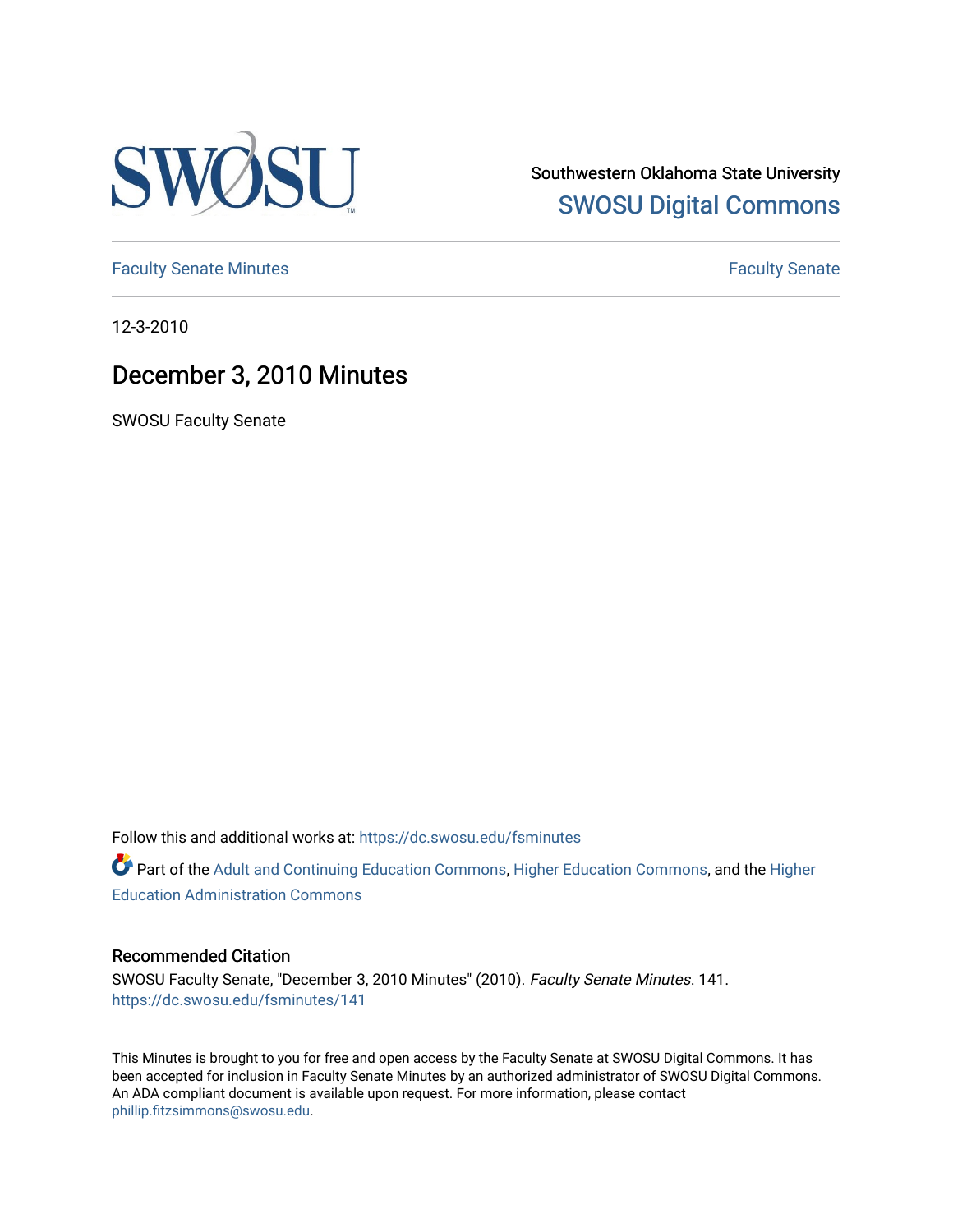Southwestern Oklahoma State University

SWOSU Digital Commons

Faculty Senate Minutes

Faculty Senate

12-3-2010

# December 3, 2010 Minutes

SWOSU Faculty Senate

Follow this and additional works at: https://dc.swosu.edu/fsminutes

Part of the Adult and Continuing Education Commons, Higher Education Commons, and the Higher Education Administration Commons

## Recommended Citation

SWOSU Faculty Senate, "December 3, 2010 Minutes" (2010). *Faculty Senate Minutes*. 141.
https://dc.swosu.edu/fsminutes/141

This Minutes is brought to you for free and open access by the Faculty Senate at SWOSU Digital Commons. It has been accepted for inclusion in Faculty Senate Minutes by an authorized administrator of SWOSU Digital Commons. An ADA compliant document is available upon request. For more information, please contact phillip.fitzsimmons@swosu.edu.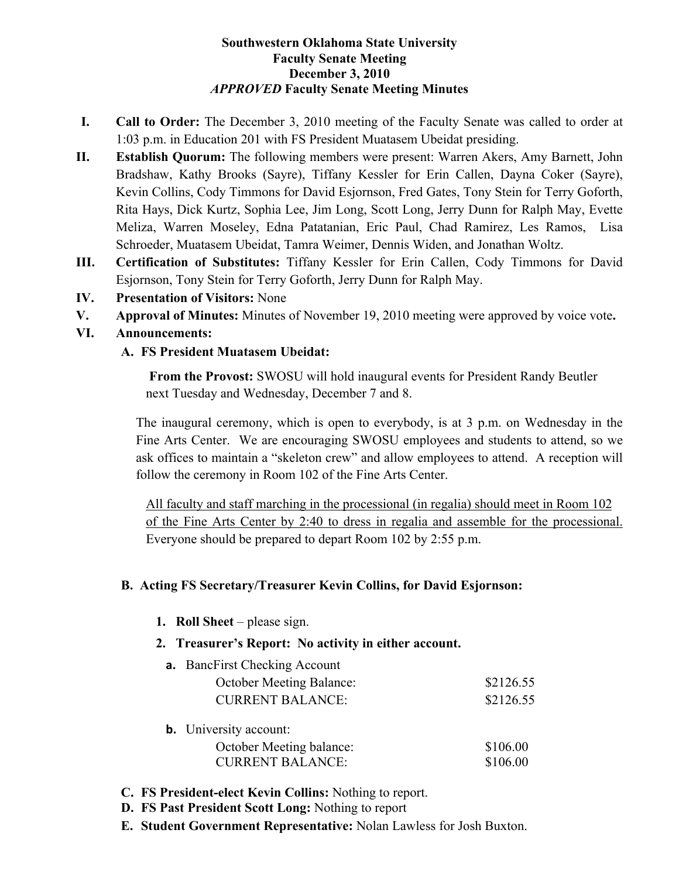# Southwestern Oklahoma State University
# Faculty Senate Meeting
# December 3, 2010
# *APPROVED* Faculty Senate Meeting Minutes

**I. Call to Order:** The December 3, 2010 meeting of the Faculty Senate was called to order at 1:03 p.m. in Education 201 with FS President Muatasem Ubeidat presiding.

**II. Establish Quorum:** The following members were present: Warren Akers, Amy Barnett, John Bradshaw, Kathy Brooks (Sayre), Tiffany Kessler for Erin Callen, Dayna Coker (Sayre), Kevin Collins, Cody Timmons for David Esjornson, Fred Gates, Tony Stein for Terry Goforth, Rita Hays, Dick Kurtz, Sophia Lee, Jim Long, Scott Long, Jerry Dunn for Ralph May, Evette Meliza, Warren Moseley, Edna Patatanian, Eric Paul, Chad Ramirez, Les Ramos, Lisa Schroeder, Muatasem Ubeidat, Tamra Weimer, Dennis Widen, and Jonathan Woltz.

**III. Certification of Substitutes:** Tiffany Kessler for Erin Callen, Cody Timmons for David Esjornson, Tony Stein for Terry Goforth, Jerry Dunn for Ralph May.

**IV. Presentation of Visitors:** None

**V. Approval of Minutes:** Minutes of November 19, 2010 meeting were approved by voice vote**.**

**VI. Announcements:**

**A. FS President Muatasem Ubeidat:**

**From the Provost:** SWOSU will hold inaugural events for President Randy Beutler next Tuesday and Wednesday, December 7 and 8.

The inaugural ceremony, which is open to everybody, is at 3 p.m. on Wednesday in the Fine Arts Center. We are encouraging SWOSU employees and students to attend, so we ask offices to maintain a "skeleton crew" and allow employees to attend. A reception will follow the ceremony in Room 102 of the Fine Arts Center.

<u>All faculty and staff marching in the processional (in regalia) should meet in Room 102 of the Fine Arts Center by 2:40 to dress in regalia and assemble for the processional.</u> Everyone should be prepared to depart Room 102 by 2:55 p.m.

**B. Acting FS Secretary/Treasurer Kevin Collins, for David Esjornson:**

1. **Roll Sheet** – please sign.
2. **Treasurer's Report: No activity in either account.**
   - **a.** BancFirst Checking Account

     | | |
     |---|---|
     | October Meeting Balance: | $2126.55 |
     | CURRENT BALANCE: | $2126.55 |

   - **b.** University account:

     | | |
     |---|---|
     | October Meeting balance: | $106.00 |
     | CURRENT BALANCE: | $106.00 |

**C. FS President-elect Kevin Collins:** Nothing to report.

**D. FS Past President Scott Long:** Nothing to report

**E. Student Government Representative:** Nolan Lawless for Josh Buxton.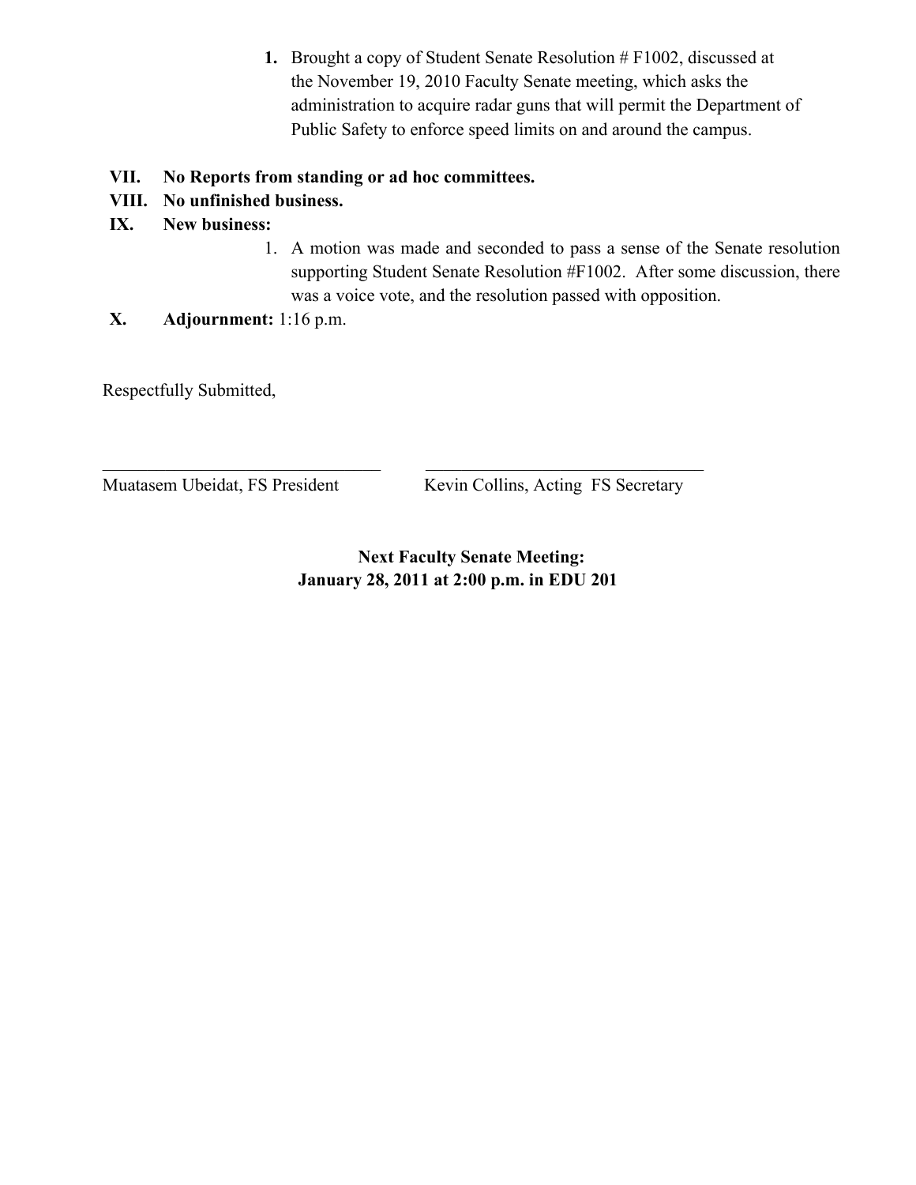1. Brought a copy of Student Senate Resolution # F1002, discussed at the November 19, 2010 Faculty Senate meeting, which asks the administration to acquire radar guns that will permit the Department of Public Safety to enforce speed limits on and around the campus.

**VII. No Reports from standing or ad hoc committees.**

**VIII. No unfinished business.**

**IX. New business:**

1. A motion was made and seconded to pass a sense of the Senate resolution supporting Student Senate Resolution #F1002. After some discussion, there was a voice vote, and the resolution passed with opposition.

**X. Adjournment:** 1:16 p.m.

Respectfully Submitted,

\_\_\_\_\_\_\_\_\_\_\_\_\_\_\_\_\_\_\_\_\_\_\_\_\_\_\_\_\_\_\_\_\_\_ \_\_\_\_\_\_\_\_\_\_\_\_\_\_\_\_\_\_\_\_\_\_\_\_\_\_\_\_\_\_\_\_\_\_

Muatasem Ubeidat, FS President Kevin Collins, Acting FS Secretary

**Next Faculty Senate Meeting:**
**January 28, 2011 at 2:00 p.m. in EDU 201**